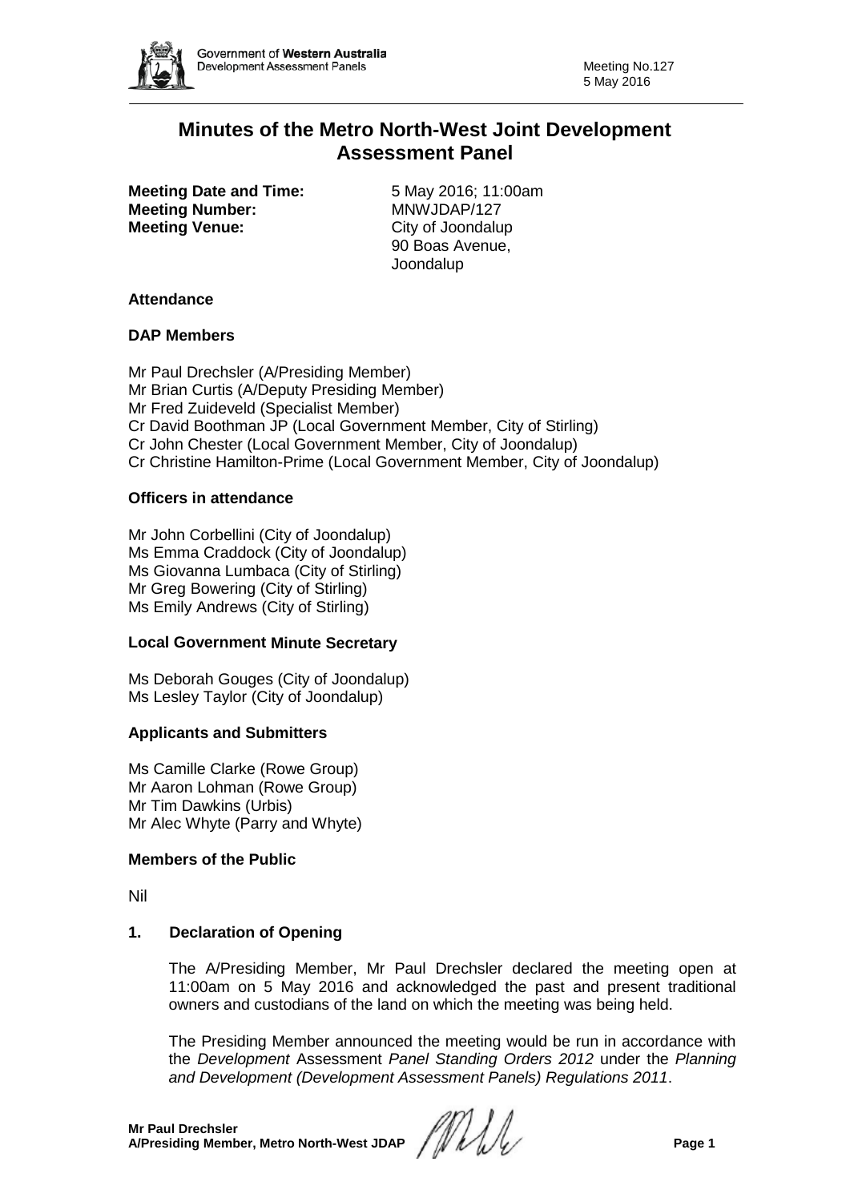# Minutes of the Metro North-West Joint Development Assessment Panel

**Meeting Date and Time:** 5 May 2016; 11:00am
**Meeting Number:** MNWJDAP/127
**Meeting Venue:** City of Joondalup
90 Boas Avenue,
Joondalup

### Attendance

### DAP Members

Mr Paul Drechsler (A/Presiding Member)
Mr Brian Curtis (A/Deputy Presiding Member)
Mr Fred Zuideveld (Specialist Member)
Cr David Boothman JP (Local Government Member, City of Stirling)
Cr John Chester (Local Government Member, City of Joondalup)
Cr Christine Hamilton-Prime (Local Government Member, City of Joondalup)

### Officers in attendance

Mr John Corbellini (City of Joondalup)
Ms Emma Craddock (City of Joondalup)
Ms Giovanna Lumbaca (City of Stirling)
Mr Greg Bowering (City of Stirling)
Ms Emily Andrews (City of Stirling)

### Local Government Minute Secretary

Ms Deborah Gouges (City of Joondalup)
Ms Lesley Taylor (City of Joondalup)

### Applicants and Submitters

Ms Camille Clarke (Rowe Group)
Mr Aaron Lohman (Rowe Group)
Mr Tim Dawkins (Urbis)
Mr Alec Whyte (Parry and Whyte)

### Members of the Public

Nil

### 1. Declaration of Opening

The A/Presiding Member, Mr Paul Drechsler declared the meeting open at 11:00am on 5 May 2016 and acknowledged the past and present traditional owners and custodians of the land on which the meeting was being held.

The Presiding Member announced the meeting would be run in accordance with the *Development* Assessment *Panel Standing Orders 2012* under the *Planning and Development (Development Assessment Panels) Regulations 2011*.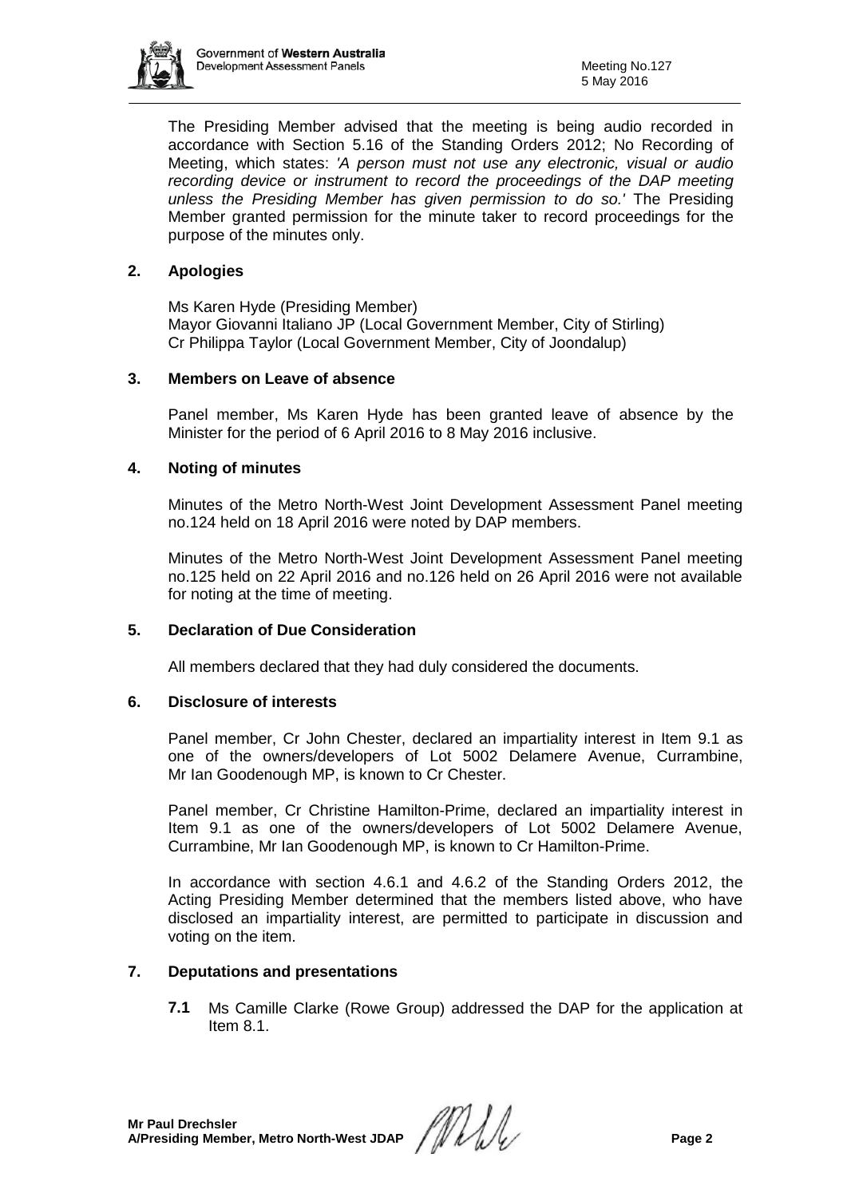The Presiding Member advised that the meeting is being audio recorded in accordance with Section 5.16 of the Standing Orders 2012; No Recording of Meeting, which states: *'A person must not use any electronic, visual or audio recording device or instrument to record the proceedings of the DAP meeting unless the Presiding Member has given permission to do so.'* The Presiding Member granted permission for the minute taker to record proceedings for the purpose of the minutes only.

## 2. Apologies

Ms Karen Hyde (Presiding Member)
Mayor Giovanni Italiano JP (Local Government Member, City of Stirling)
Cr Philippa Taylor (Local Government Member, City of Joondalup)

## 3. Members on Leave of absence

Panel member, Ms Karen Hyde has been granted leave of absence by the Minister for the period of 6 April 2016 to 8 May 2016 inclusive.

## 4. Noting of minutes

Minutes of the Metro North-West Joint Development Assessment Panel meeting no.124 held on 18 April 2016 were noted by DAP members.

Minutes of the Metro North-West Joint Development Assessment Panel meeting no.125 held on 22 April 2016 and no.126 held on 26 April 2016 were not available for noting at the time of meeting.

## 5. Declaration of Due Consideration

All members declared that they had duly considered the documents.

## 6. Disclosure of interests

Panel member, Cr John Chester, declared an impartiality interest in Item 9.1 as one of the owners/developers of Lot 5002 Delamere Avenue, Currambine, Mr Ian Goodenough MP, is known to Cr Chester.

Panel member, Cr Christine Hamilton-Prime, declared an impartiality interest in Item 9.1 as one of the owners/developers of Lot 5002 Delamere Avenue, Currambine, Mr Ian Goodenough MP, is known to Cr Hamilton-Prime.

In accordance with section 4.6.1 and 4.6.2 of the Standing Orders 2012, the Acting Presiding Member determined that the members listed above, who have disclosed an impartiality interest, are permitted to participate in discussion and voting on the item.

## 7. Deputations and presentations

**7.1** Ms Camille Clarke (Rowe Group) addressed the DAP for the application at Item 8.1.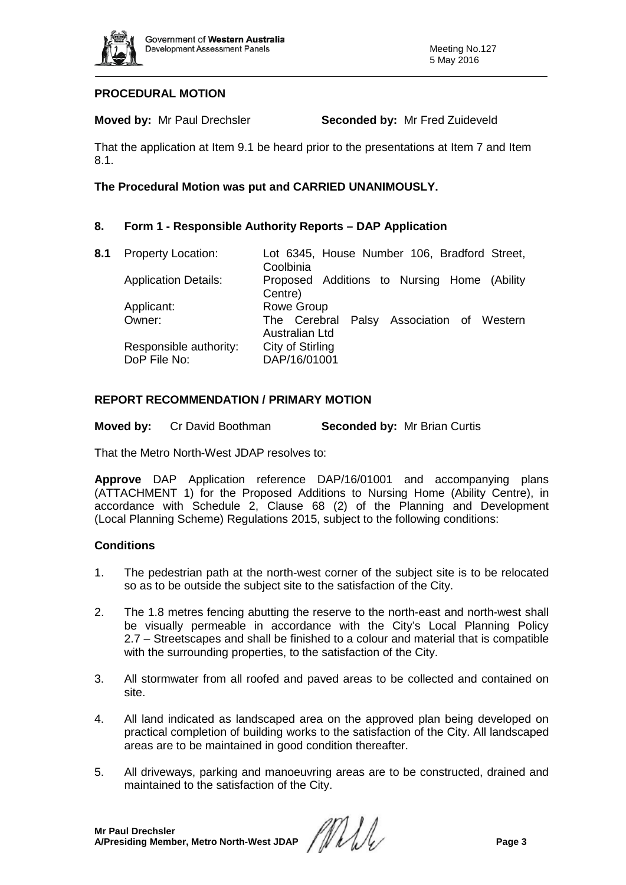**PROCEDURAL MOTION**

**Moved by:** Mr Paul Drechsler **Seconded by:** Mr Fred Zuideveld

That the application at Item 9.1 be heard prior to the presentations at Item 7 and Item 8.1.

**The Procedural Motion was put and CARRIED UNANIMOUSLY.**

## 8. Form 1 - Responsible Authority Reports – DAP Application

| **8.1** | Property Location: | Lot 6345, House Number 106, Bradford Street, Coolbinia |
|---|---|---|
| | Application Details: | Proposed Additions to Nursing Home (Ability Centre) |
| | Applicant: | Rowe Group |
| | Owner: | The Cerebral Palsy Association of Western Australian Ltd |
| | Responsible authority: | City of Stirling |
| | DoP File No: | DAP/16/01001 |

**REPORT RECOMMENDATION / PRIMARY MOTION**

**Moved by:** Cr David Boothman **Seconded by:** Mr Brian Curtis

That the Metro North-West JDAP resolves to:

**Approve** DAP Application reference DAP/16/01001 and accompanying plans (ATTACHMENT 1) for the Proposed Additions to Nursing Home (Ability Centre), in accordance with Schedule 2, Clause 68 (2) of the Planning and Development (Local Planning Scheme) Regulations 2015, subject to the following conditions:

**Conditions**

1. The pedestrian path at the north-west corner of the subject site is to be relocated so as to be outside the subject site to the satisfaction of the City.
2. The 1.8 metres fencing abutting the reserve to the north-east and north-west shall be visually permeable in accordance with the City's Local Planning Policy 2.7 – Streetscapes and shall be finished to a colour and material that is compatible with the surrounding properties, to the satisfaction of the City.
3. All stormwater from all roofed and paved areas to be collected and contained on site.
4. All land indicated as landscaped area on the approved plan being developed on practical completion of building works to the satisfaction of the City. All landscaped areas are to be maintained in good condition thereafter.
5. All driveways, parking and manoeuvring areas are to be constructed, drained and maintained to the satisfaction of the City.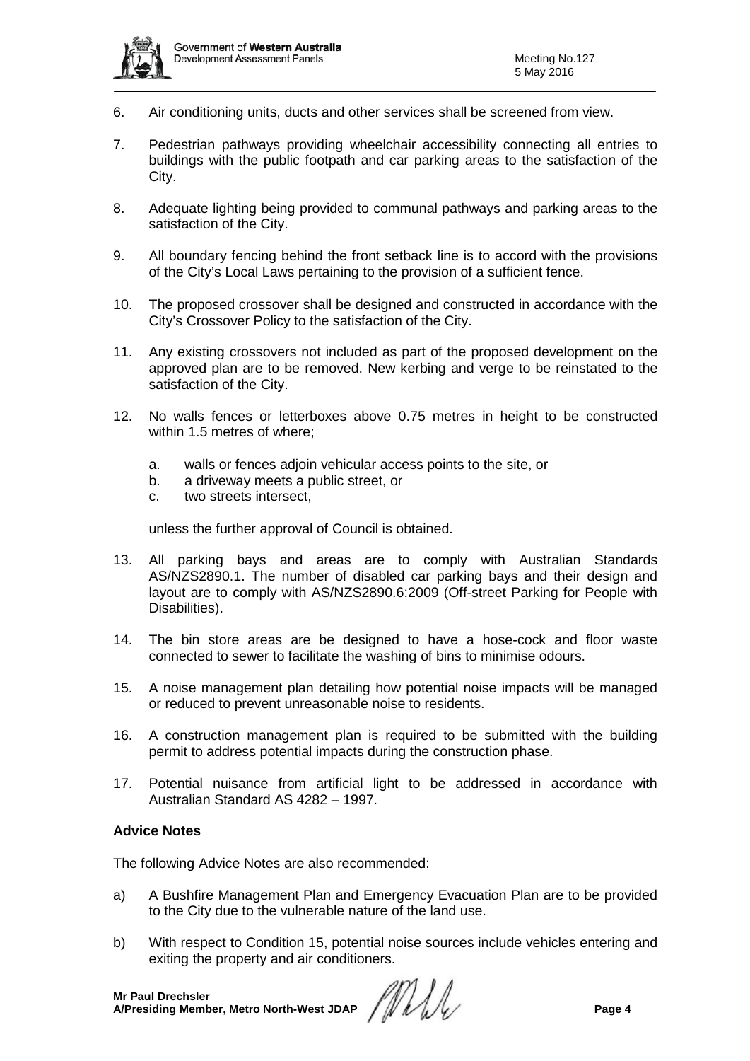6. Air conditioning units, ducts and other services shall be screened from view.

7. Pedestrian pathways providing wheelchair accessibility connecting all entries to buildings with the public footpath and car parking areas to the satisfaction of the City.

8. Adequate lighting being provided to communal pathways and parking areas to the satisfaction of the City.

9. All boundary fencing behind the front setback line is to accord with the provisions of the City's Local Laws pertaining to the provision of a sufficient fence.

10. The proposed crossover shall be designed and constructed in accordance with the City's Crossover Policy to the satisfaction of the City.

11. Any existing crossovers not included as part of the proposed development on the approved plan are to be removed. New kerbing and verge to be reinstated to the satisfaction of the City.

12. No walls fences or letterboxes above 0.75 metres in height to be constructed within 1.5 metres of where;

    a. walls or fences adjoin vehicular access points to the site, or
    b. a driveway meets a public street, or
    c. two streets intersect,

    unless the further approval of Council is obtained.

13. All parking bays and areas are to comply with Australian Standards AS/NZS2890.1. The number of disabled car parking bays and their design and layout are to comply with AS/NZS2890.6:2009 (Off-street Parking for People with Disabilities).

14. The bin store areas are be designed to have a hose-cock and floor waste connected to sewer to facilitate the washing of bins to minimise odours.

15. A noise management plan detailing how potential noise impacts will be managed or reduced to prevent unreasonable noise to residents.

16. A construction management plan is required to be submitted with the building permit to address potential impacts during the construction phase.

17. Potential nuisance from artificial light to be addressed in accordance with Australian Standard AS 4282 – 1997.

**Advice Notes**

The following Advice Notes are also recommended:

a) A Bushfire Management Plan and Emergency Evacuation Plan are to be provided to the City due to the vulnerable nature of the land use.

b) With respect to Condition 15, potential noise sources include vehicles entering and exiting the property and air conditioners.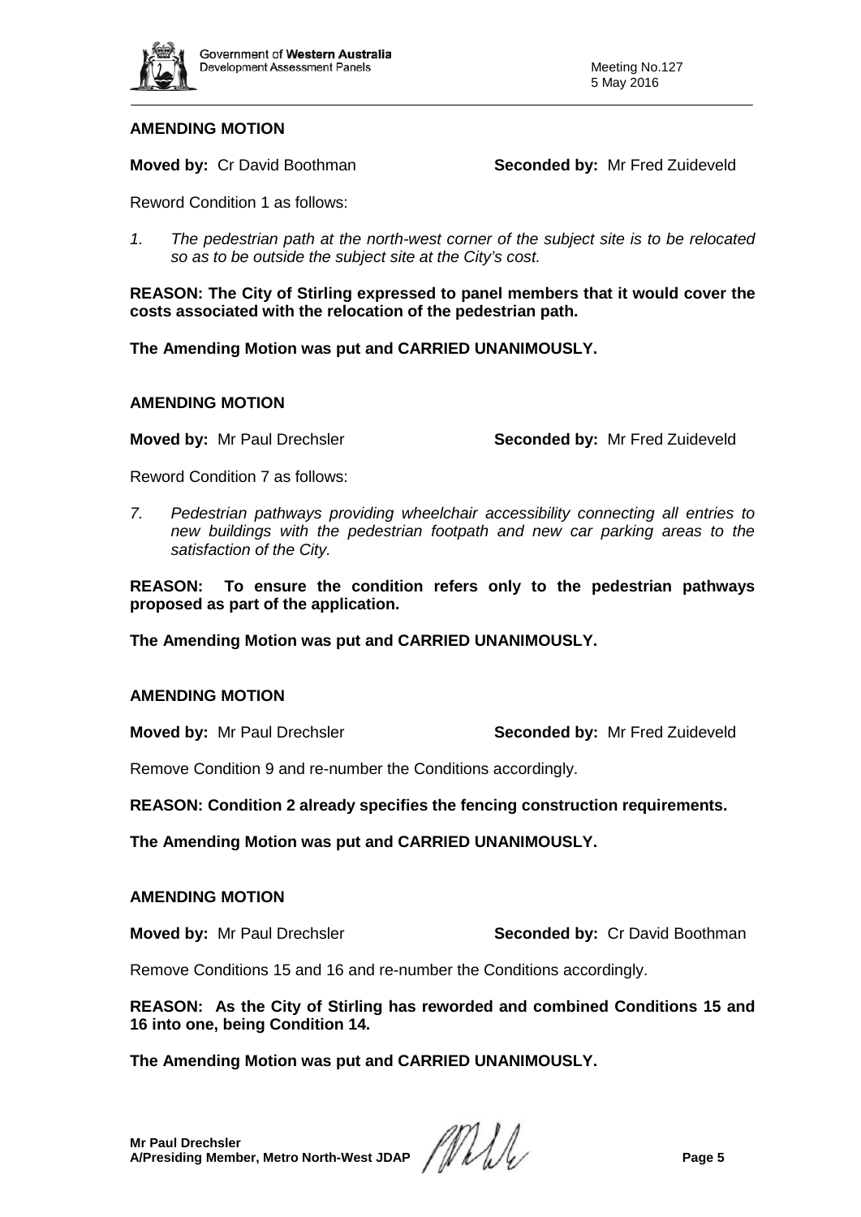**AMENDING MOTION**

**Moved by:** Cr David Boothman **Seconded by:** Mr Fred Zuideveld

Reword Condition 1 as follows:

1. *The pedestrian path at the north-west corner of the subject site is to be relocated so as to be outside the subject site at the City's cost.*

**REASON: The City of Stirling expressed to panel members that it would cover the costs associated with the relocation of the pedestrian path.**

**The Amending Motion was put and CARRIED UNANIMOUSLY.**

**AMENDING MOTION**

**Moved by:** Mr Paul Drechsler **Seconded by:** Mr Fred Zuideveld

Reword Condition 7 as follows:

7. *Pedestrian pathways providing wheelchair accessibility connecting all entries to new buildings with the pedestrian footpath and new car parking areas to the satisfaction of the City.*

**REASON: To ensure the condition refers only to the pedestrian pathways proposed as part of the application.**

**The Amending Motion was put and CARRIED UNANIMOUSLY.**

**AMENDING MOTION**

**Moved by:** Mr Paul Drechsler **Seconded by:** Mr Fred Zuideveld

Remove Condition 9 and re-number the Conditions accordingly.

**REASON: Condition 2 already specifies the fencing construction requirements.**

**The Amending Motion was put and CARRIED UNANIMOUSLY.**

**AMENDING MOTION**

**Moved by:** Mr Paul Drechsler **Seconded by:** Cr David Boothman

Remove Conditions 15 and 16 and re-number the Conditions accordingly.

**REASON: As the City of Stirling has reworded and combined Conditions 15 and 16 into one, being Condition 14.**

**The Amending Motion was put and CARRIED UNANIMOUSLY.**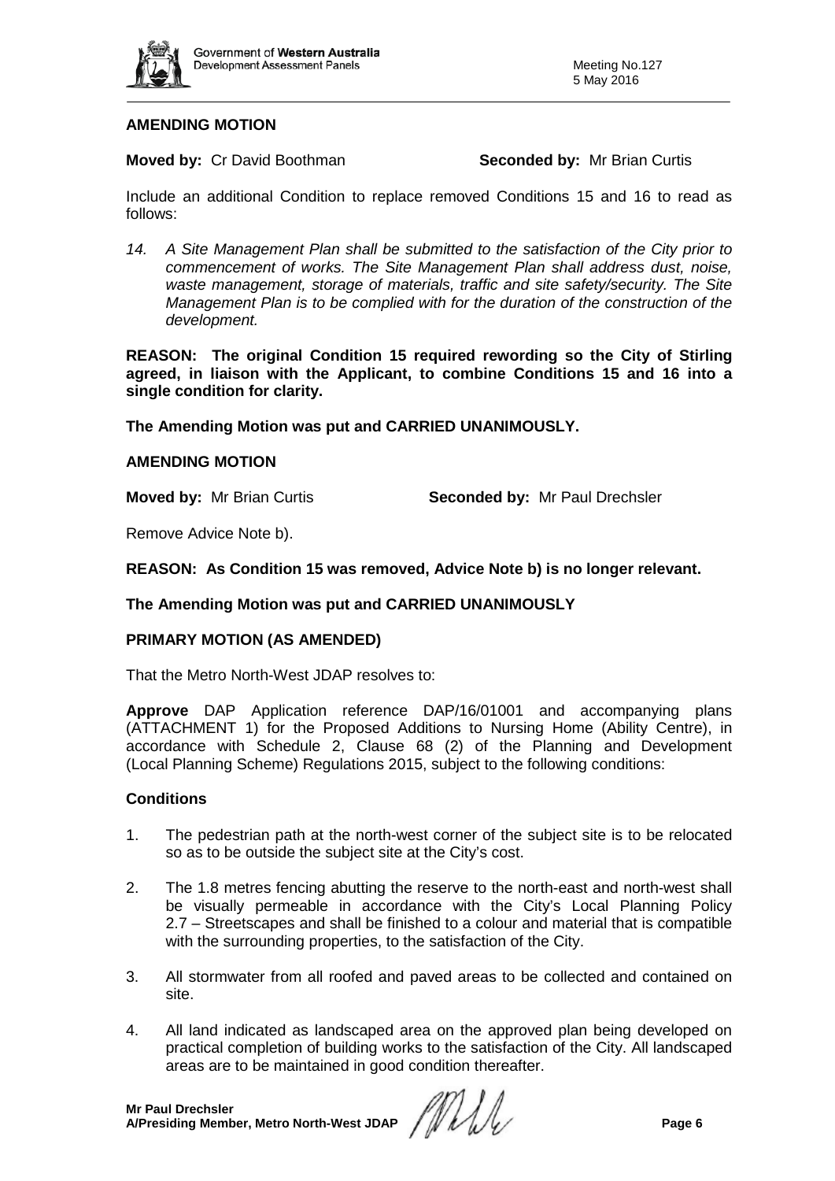**AMENDING MOTION**

**Moved by:** Cr David Boothman **Seconded by:** Mr Brian Curtis

Include an additional Condition to replace removed Conditions 15 and 16 to read as follows:

*14. A Site Management Plan shall be submitted to the satisfaction of the City prior to commencement of works. The Site Management Plan shall address dust, noise, waste management, storage of materials, traffic and site safety/security. The Site Management Plan is to be complied with for the duration of the construction of the development.*

**REASON: The original Condition 15 required rewording so the City of Stirling agreed, in liaison with the Applicant, to combine Conditions 15 and 16 into a single condition for clarity.**

**The Amending Motion was put and CARRIED UNANIMOUSLY.**

**AMENDING MOTION**

**Moved by:** Mr Brian Curtis **Seconded by:** Mr Paul Drechsler

Remove Advice Note b).

**REASON: As Condition 15 was removed, Advice Note b) is no longer relevant.**

**The Amending Motion was put and CARRIED UNANIMOUSLY**

**PRIMARY MOTION (AS AMENDED)**

That the Metro North-West JDAP resolves to:

**Approve** DAP Application reference DAP/16/01001 and accompanying plans (ATTACHMENT 1) for the Proposed Additions to Nursing Home (Ability Centre), in accordance with Schedule 2, Clause 68 (2) of the Planning and Development (Local Planning Scheme) Regulations 2015, subject to the following conditions:

**Conditions**

1. The pedestrian path at the north-west corner of the subject site is to be relocated so as to be outside the subject site at the City's cost.
2. The 1.8 metres fencing abutting the reserve to the north-east and north-west shall be visually permeable in accordance with the City's Local Planning Policy 2.7 – Streetscapes and shall be finished to a colour and material that is compatible with the surrounding properties, to the satisfaction of the City.
3. All stormwater from all roofed and paved areas to be collected and contained on site.
4. All land indicated as landscaped area on the approved plan being developed on practical completion of building works to the satisfaction of the City. All landscaped areas are to be maintained in good condition thereafter.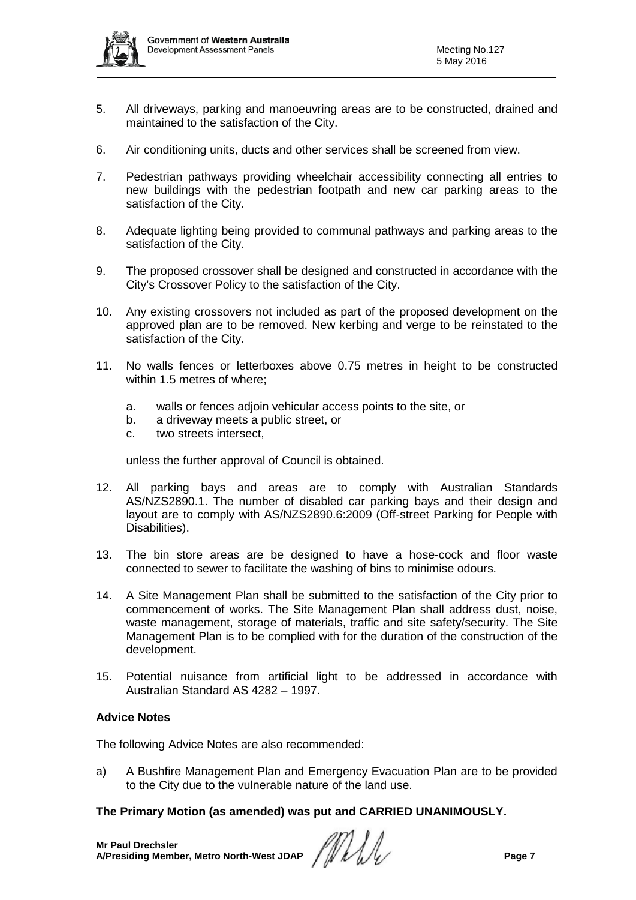5. All driveways, parking and manoeuvring areas are to be constructed, drained and maintained to the satisfaction of the City.

6. Air conditioning units, ducts and other services shall be screened from view.

7. Pedestrian pathways providing wheelchair accessibility connecting all entries to new buildings with the pedestrian footpath and new car parking areas to the satisfaction of the City.

8. Adequate lighting being provided to communal pathways and parking areas to the satisfaction of the City.

9. The proposed crossover shall be designed and constructed in accordance with the City's Crossover Policy to the satisfaction of the City.

10. Any existing crossovers not included as part of the proposed development on the approved plan are to be removed. New kerbing and verge to be reinstated to the satisfaction of the City.

11. No walls fences or letterboxes above 0.75 metres in height to be constructed within 1.5 metres of where;

    a. walls or fences adjoin vehicular access points to the site, or
    b. a driveway meets a public street, or
    c. two streets intersect,

    unless the further approval of Council is obtained.

12. All parking bays and areas are to comply with Australian Standards AS/NZS2890.1. The number of disabled car parking bays and their design and layout are to comply with AS/NZS2890.6:2009 (Off-street Parking for People with Disabilities).

13. The bin store areas are be designed to have a hose-cock and floor waste connected to sewer to facilitate the washing of bins to minimise odours.

14. A Site Management Plan shall be submitted to the satisfaction of the City prior to commencement of works. The Site Management Plan shall address dust, noise, waste management, storage of materials, traffic and site safety/security. The Site Management Plan is to be complied with for the duration of the construction of the development.

15. Potential nuisance from artificial light to be addressed in accordance with Australian Standard AS 4282 – 1997.

**Advice Notes**

The following Advice Notes are also recommended:

a) A Bushfire Management Plan and Emergency Evacuation Plan are to be provided to the City due to the vulnerable nature of the land use.

**The Primary Motion (as amended) was put and CARRIED UNANIMOUSLY.**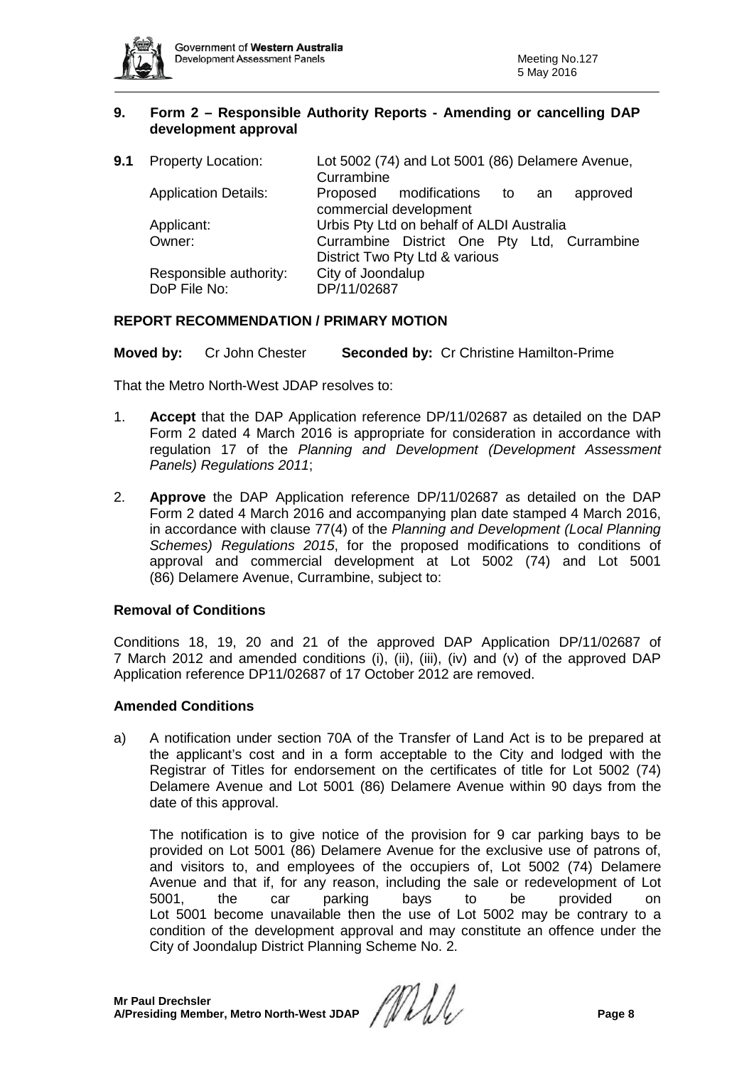## 9. Form 2 – Responsible Authority Reports - Amending or cancelling DAP development approval

**9.1** Property Location: Lot 5002 (74) and Lot 5001 (86) Delamere Avenue, Currambine

Application Details: Proposed modifications to an approved commercial development

Applicant: Urbis Pty Ltd on behalf of ALDI Australia

Owner: Currambine District One Pty Ltd, Currambine District Two Pty Ltd & various

Responsible authority: City of Joondalup

DoP File No: DP/11/02687

### REPORT RECOMMENDATION / PRIMARY MOTION

**Moved by:** Cr John Chester **Seconded by:** Cr Christine Hamilton-Prime

That the Metro North-West JDAP resolves to:

1. **Accept** that the DAP Application reference DP/11/02687 as detailed on the DAP Form 2 dated 4 March 2016 is appropriate for consideration in accordance with regulation 17 of the *Planning and Development (Development Assessment Panels) Regulations 2011*;

2. **Approve** the DAP Application reference DP/11/02687 as detailed on the DAP Form 2 dated 4 March 2016 and accompanying plan date stamped 4 March 2016, in accordance with clause 77(4) of the *Planning and Development (Local Planning Schemes) Regulations 2015*, for the proposed modifications to conditions of approval and commercial development at Lot 5002 (74) and Lot 5001 (86) Delamere Avenue, Currambine, subject to:

### Removal of Conditions

Conditions 18, 19, 20 and 21 of the approved DAP Application DP/11/02687 of 7 March 2012 and amended conditions (i), (ii), (iii), (iv) and (v) of the approved DAP Application reference DP11/02687 of 17 October 2012 are removed.

### Amended Conditions

a) A notification under section 70A of the Transfer of Land Act is to be prepared at the applicant's cost and in a form acceptable to the City and lodged with the Registrar of Titles for endorsement on the certificates of title for Lot 5002 (74) Delamere Avenue and Lot 5001 (86) Delamere Avenue within 90 days from the date of this approval.

   The notification is to give notice of the provision for 9 car parking bays to be provided on Lot 5001 (86) Delamere Avenue for the exclusive use of patrons of, and visitors to, and employees of the occupiers of, Lot 5002 (74) Delamere Avenue and that if, for any reason, including the sale or redevelopment of Lot 5001, the car parking bays to be provided on Lot 5001 become unavailable then the use of Lot 5002 may be contrary to a condition of the development approval and may constitute an offence under the City of Joondalup District Planning Scheme No. 2.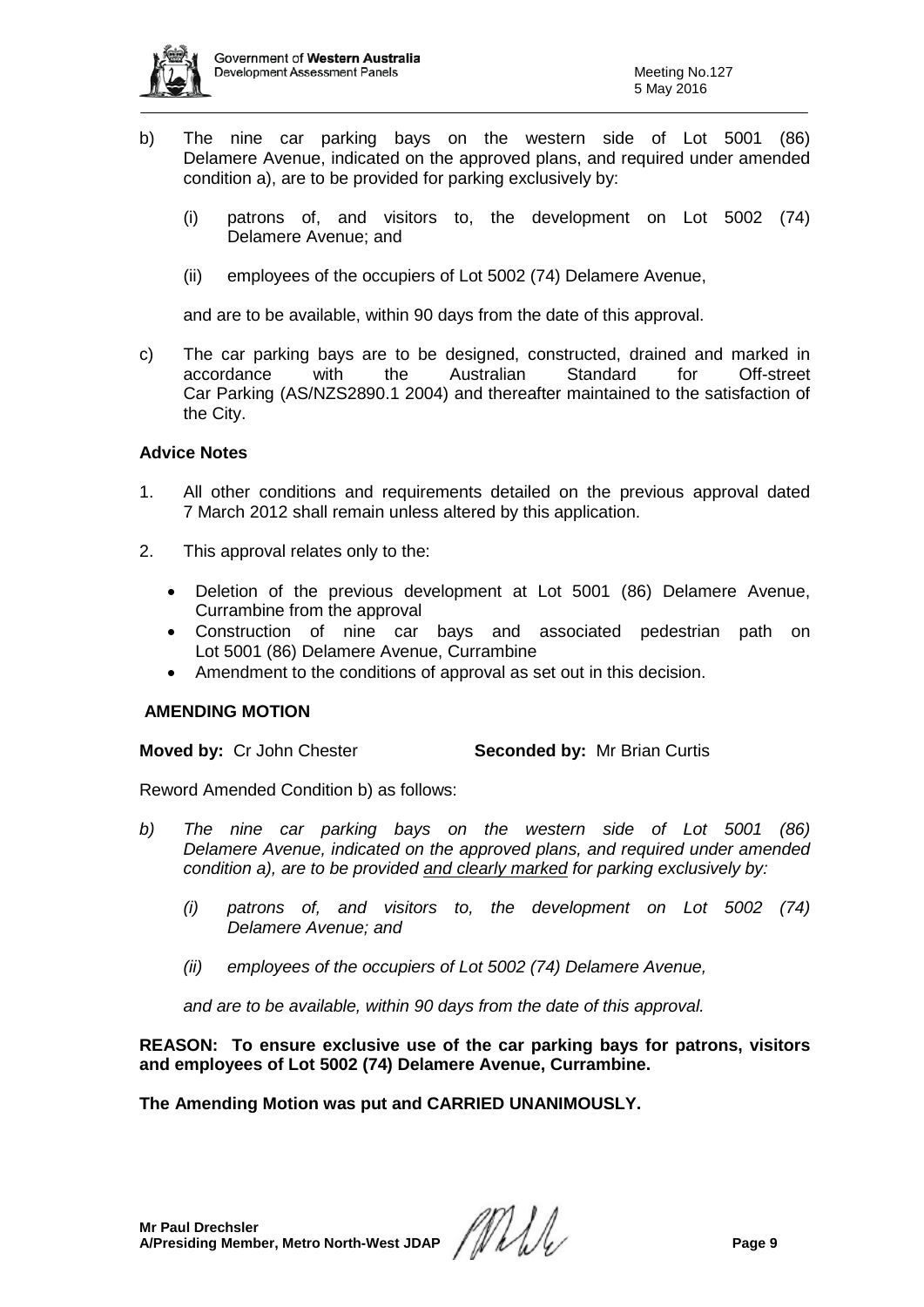b) The nine car parking bays on the western side of Lot 5001 (86) Delamere Avenue, indicated on the approved plans, and required under amended condition a), are to be provided for parking exclusively by:

   (i) patrons of, and visitors to, the development on Lot 5002 (74) Delamere Avenue; and

   (ii) employees of the occupiers of Lot 5002 (74) Delamere Avenue,

   and are to be available, within 90 days from the date of this approval.

c) The car parking bays are to be designed, constructed, drained and marked in accordance with the Australian Standard for Off-street Car Parking (AS/NZS2890.1 2004) and thereafter maintained to the satisfaction of the City.

**Advice Notes**

1. All other conditions and requirements detailed on the previous approval dated 7 March 2012 shall remain unless altered by this application.

2. This approval relates only to the:

   - Deletion of the previous development at Lot 5001 (86) Delamere Avenue, Currambine from the approval
   - Construction of nine car bays and associated pedestrian path on Lot 5001 (86) Delamere Avenue, Currambine
   - Amendment to the conditions of approval as set out in this decision.

**AMENDING MOTION**

**Moved by:** Cr John Chester **Seconded by:** Mr Brian Curtis

Reword Amended Condition b) as follows:

*b) The nine car parking bays on the western side of Lot 5001 (86) Delamere Avenue, indicated on the approved plans, and required under amended condition a), are to be provided <u>and clearly marked</u> for parking exclusively by:*

   *(i) patrons of, and visitors to, the development on Lot 5002 (74) Delamere Avenue; and*

   *(ii) employees of the occupiers of Lot 5002 (74) Delamere Avenue,*

   *and are to be available, within 90 days from the date of this approval.*

**REASON: To ensure exclusive use of the car parking bays for patrons, visitors and employees of Lot 5002 (74) Delamere Avenue, Currambine.**

**The Amending Motion was put and CARRIED UNANIMOUSLY.**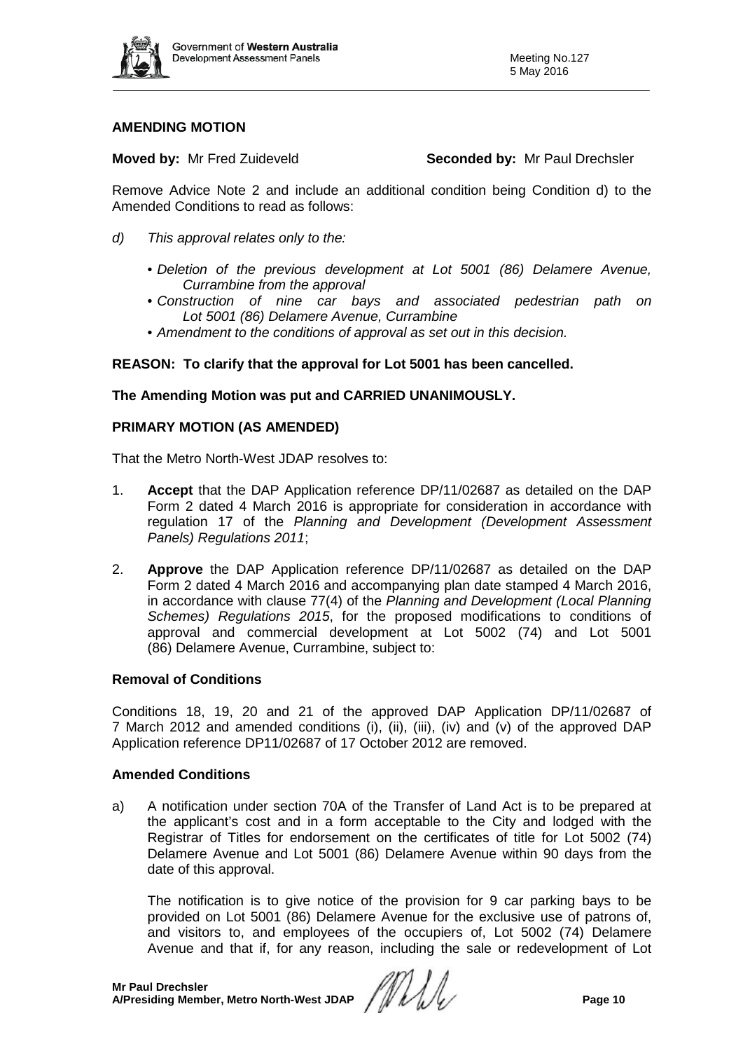**AMENDING MOTION**

**Moved by:** Mr Fred Zuideveld **Seconded by:** Mr Paul Drechsler

Remove Advice Note 2 and include an additional condition being Condition d) to the Amended Conditions to read as follows:

*d) This approval relates only to the:*

- *Deletion of the previous development at Lot 5001 (86) Delamere Avenue, Currambine from the approval*
- *Construction of nine car bays and associated pedestrian path on Lot 5001 (86) Delamere Avenue, Currambine*
- *Amendment to the conditions of approval as set out in this decision.*

**REASON: To clarify that the approval for Lot 5001 has been cancelled.**

**The Amending Motion was put and CARRIED UNANIMOUSLY.**

**PRIMARY MOTION (AS AMENDED)**

That the Metro North-West JDAP resolves to:

1. **Accept** that the DAP Application reference DP/11/02687 as detailed on the DAP Form 2 dated 4 March 2016 is appropriate for consideration in accordance with regulation 17 of the *Planning and Development (Development Assessment Panels) Regulations 2011*;

2. **Approve** the DAP Application reference DP/11/02687 as detailed on the DAP Form 2 dated 4 March 2016 and accompanying plan date stamped 4 March 2016, in accordance with clause 77(4) of the *Planning and Development (Local Planning Schemes) Regulations 2015*, for the proposed modifications to conditions of approval and commercial development at Lot 5002 (74) and Lot 5001 (86) Delamere Avenue, Currambine, subject to:

**Removal of Conditions**

Conditions 18, 19, 20 and 21 of the approved DAP Application DP/11/02687 of 7 March 2012 and amended conditions (i), (ii), (iii), (iv) and (v) of the approved DAP Application reference DP11/02687 of 17 October 2012 are removed.

**Amended Conditions**

a) A notification under section 70A of the Transfer of Land Act is to be prepared at the applicant's cost and in a form acceptable to the City and lodged with the Registrar of Titles for endorsement on the certificates of title for Lot 5002 (74) Delamere Avenue and Lot 5001 (86) Delamere Avenue within 90 days from the date of this approval.

The notification is to give notice of the provision for 9 car parking bays to be provided on Lot 5001 (86) Delamere Avenue for the exclusive use of patrons of, and visitors to, and employees of the occupiers of, Lot 5002 (74) Delamere Avenue and that if, for any reason, including the sale or redevelopment of Lot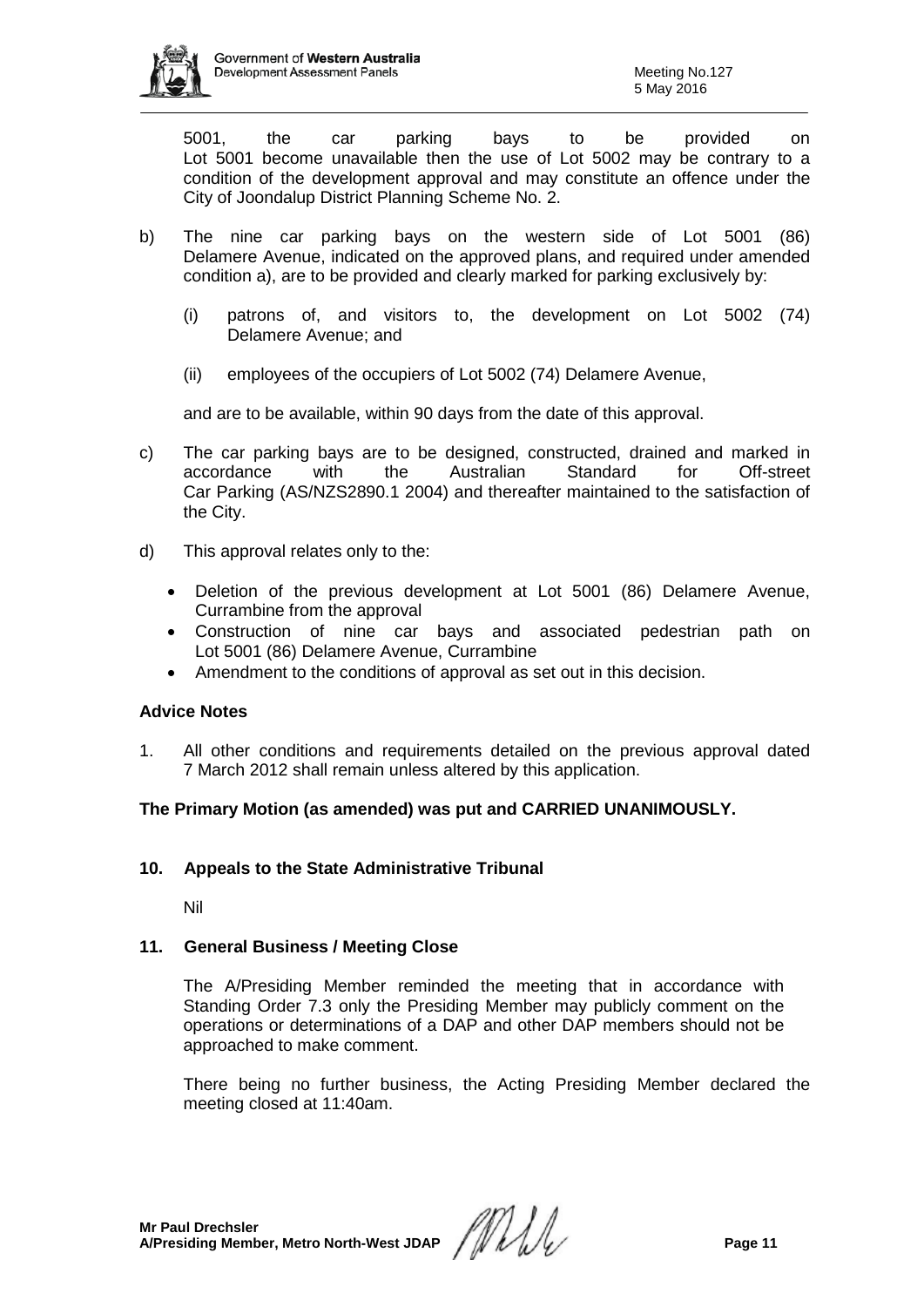5001, the car parking bays to be provided on Lot 5001 become unavailable then the use of Lot 5002 may be contrary to a condition of the development approval and may constitute an offence under the City of Joondalup District Planning Scheme No. 2.

b) The nine car parking bays on the western side of Lot 5001 (86) Delamere Avenue, indicated on the approved plans, and required under amended condition a), are to be provided and clearly marked for parking exclusively by:

   (i) patrons of, and visitors to, the development on Lot 5002 (74) Delamere Avenue; and

   (ii) employees of the occupiers of Lot 5002 (74) Delamere Avenue,

   and are to be available, within 90 days from the date of this approval.

c) The car parking bays are to be designed, constructed, drained and marked in accordance with the Australian Standard for Off-street Car Parking (AS/NZS2890.1 2004) and thereafter maintained to the satisfaction of the City.

d) This approval relates only to the:

   - Deletion of the previous development at Lot 5001 (86) Delamere Avenue, Currambine from the approval
   - Construction of nine car bays and associated pedestrian path on Lot 5001 (86) Delamere Avenue, Currambine
   - Amendment to the conditions of approval as set out in this decision.

**Advice Notes**

1. All other conditions and requirements detailed on the previous approval dated 7 March 2012 shall remain unless altered by this application.

**The Primary Motion (as amended) was put and CARRIED UNANIMOUSLY.**

## 10. Appeals to the State Administrative Tribunal

Nil

## 11. General Business / Meeting Close

The A/Presiding Member reminded the meeting that in accordance with Standing Order 7.3 only the Presiding Member may publicly comment on the operations or determinations of a DAP and other DAP members should not be approached to make comment.

There being no further business, the Acting Presiding Member declared the meeting closed at 11:40am.

**Mr Paul Drechsler**
**A/Presiding Member, Metro North-West JDAP**